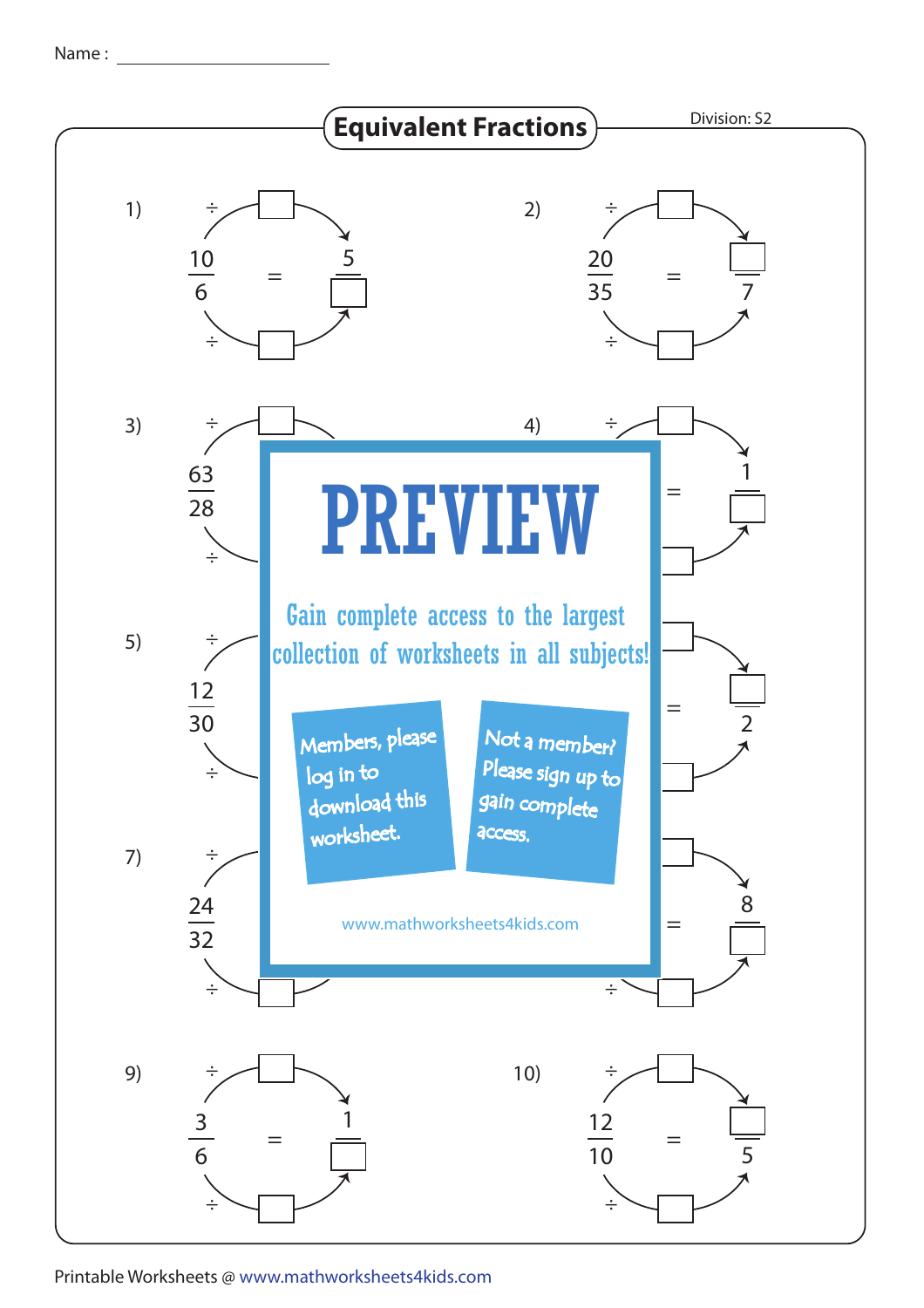Name : ____________________

# Equivalent Fractions

Division: S2

1) $\dfrac{10}{6} = \dfrac{5}{\square}$ (÷ ☐, ÷ ☐)

2) $\dfrac{20}{35} = \dfrac{\square}{7}$ (÷ ☐, ÷ ☐)

3) $\dfrac{63}{28}$ (÷ ☐, ÷)

4) $= \dfrac{1}{\square}$ (÷ ☐)

5) $\dfrac{12}{30}$ (÷, ÷)

6) $= \dfrac{\square}{2}$

7) $\dfrac{24}{32}$ (÷, ÷ ☐)

8) $= \dfrac{8}{\square}$ (÷ ☐)

9) $\dfrac{3}{6} = \dfrac{1}{\square}$ (÷ ☐, ÷ ☐)

10) $\dfrac{12}{10} = \dfrac{\square}{5}$ (÷ ☐, ÷ ☐)

PREVIEW

Gain complete access to the largest collection of worksheets in all subjects!

Members, please log in to download this worksheet.

Not a member? Please sign up to gain complete access.

www.mathworksheets4kids.com

Printable Worksheets @ www.mathworksheets4kids.com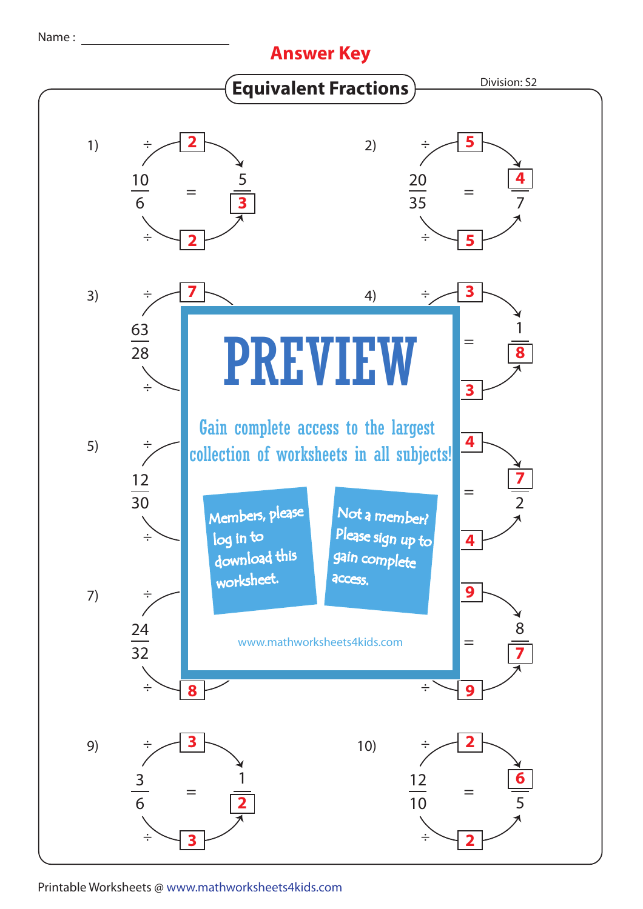Name : ________________________

**Answer Key**

# Equivalent Fractions

Division: S2

1) $\frac{10}{6} = \frac{5}{3}$ (÷ 2)

2) $\frac{20}{35} = \frac{4}{7}$ (÷ 5)

3) $\frac{63}{28}$ (÷ 7)

4) $= \frac{1}{8}$ (÷ 3)

5) $\frac{12}{30}$

6) $= \frac{7}{2}$ (÷ 4)

7) $\frac{24}{32}$ (÷ 8)

8) $= \frac{8}{7}$ (÷ 9)

9) $\frac{3}{6} = \frac{1}{2}$ (÷ 3)

10) $\frac{12}{10} = \frac{6}{5}$ (÷ 2)

**PREVIEW**

Gain complete access to the largest collection of worksheets in all subjects!

Members, please log in to download this worksheet.

Not a member? Please sign up to gain complete access.

www.mathworksheets4kids.com

Printable Worksheets @ www.mathworksheets4kids.com